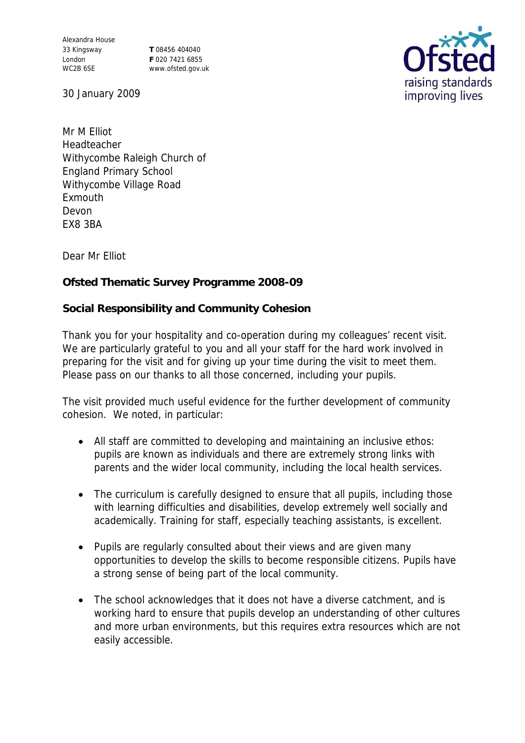Alexandra House
33 Kingsway
London
WC2B 6SE

**T** 08456 404040
**F** 020 7421 6855
www.ofsted.gov.uk

Ofsted
raising standards
improving lives

30 January 2009

Mr M Elliot
Headteacher
Withycombe Raleigh Church of
England Primary School
Withycombe Village Road
Exmouth
Devon
EX8 3BA

Dear Mr Elliot

**Ofsted Thematic Survey Programme 2008-09**

**Social Responsibility and Community Cohesion**

Thank you for your hospitality and co-operation during my colleagues' recent visit. We are particularly grateful to you and all your staff for the hard work involved in preparing for the visit and for giving up your time during the visit to meet them. Please pass on our thanks to all those concerned, including your pupils.

The visit provided much useful evidence for the further development of community cohesion. We noted, in particular:

- All staff are committed to developing and maintaining an inclusive ethos: pupils are known as individuals and there are extremely strong links with parents and the wider local community, including the local health services.

- The curriculum is carefully designed to ensure that all pupils, including those with learning difficulties and disabilities, develop extremely well socially and academically. Training for staff, especially teaching assistants, is excellent.

- Pupils are regularly consulted about their views and are given many opportunities to develop the skills to become responsible citizens. Pupils have a strong sense of being part of the local community.

- The school acknowledges that it does not have a diverse catchment, and is working hard to ensure that pupils develop an understanding of other cultures and more urban environments, but this requires extra resources which are not easily accessible.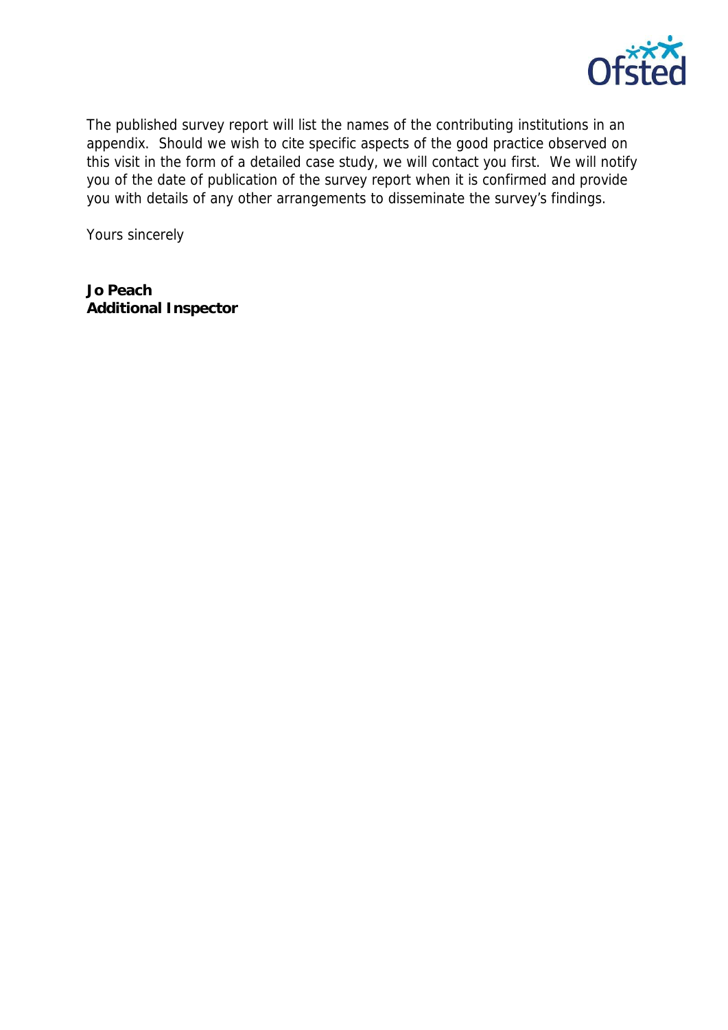The published survey report will list the names of the contributing institutions in an appendix. Should we wish to cite specific aspects of the good practice observed on this visit in the form of a detailed case study, we will contact you first. We will notify you of the date of publication of the survey report when it is confirmed and provide you with details of any other arrangements to disseminate the survey's findings.

Yours sincerely

**Jo Peach**
**Additional Inspector**